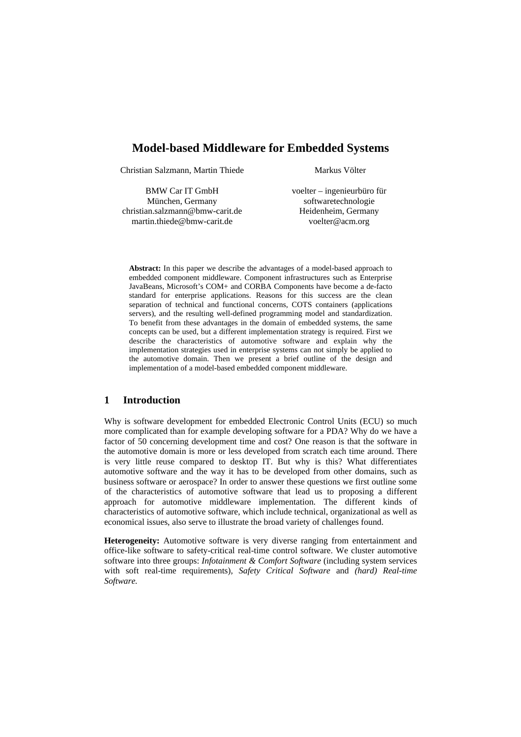# Model-based Middleware for Embedded Systems

Christian Salzmann, Martin Thiede

BMW Car IT GmbH
München, Germany
christian.salzmann@bmw-carit.de
martin.thiede@bmw-carit.de

Markus Völter

voelter – ingenieurbüro für softwaretechnologie
Heidenheim, Germany
voelter@acm.org

**Abstract:** In this paper we describe the advantages of a model-based approach to embedded component middleware. Component infrastructures such as Enterprise JavaBeans, Microsoft's COM+ and CORBA Components have become a de-facto standard for enterprise applications. Reasons for this success are the clean separation of technical and functional concerns, COTS containers (applications servers), and the resulting well-defined programming model and standardization. To benefit from these advantages in the domain of embedded systems, the same concepts can be used, but a different implementation strategy is required. First we describe the characteristics of automotive software and explain why the implementation strategies used in enterprise systems can not simply be applied to the automotive domain. Then we present a brief outline of the design and implementation of a model-based embedded component middleware.

## 1 Introduction

Why is software development for embedded Electronic Control Units (ECU) so much more complicated than for example developing software for a PDA? Why do we have a factor of 50 concerning development time and cost? One reason is that the software in the automotive domain is more or less developed from scratch each time around. There is very little reuse compared to desktop IT. But why is this? What differentiates automotive software and the way it has to be developed from other domains, such as business software or aerospace? In order to answer these questions we first outline some of the characteristics of automotive software that lead us to proposing a different approach for automotive middleware implementation. The different kinds of characteristics of automotive software, which include technical, organizational as well as economical issues, also serve to illustrate the broad variety of challenges found.

**Heterogeneity:** Automotive software is very diverse ranging from entertainment and office-like software to safety-critical real-time control software. We cluster automotive software into three groups: *Infotainment & Comfort Software* (including system services with soft real-time requirements), *Safety Critical Software* and *(hard) Real-time Software.*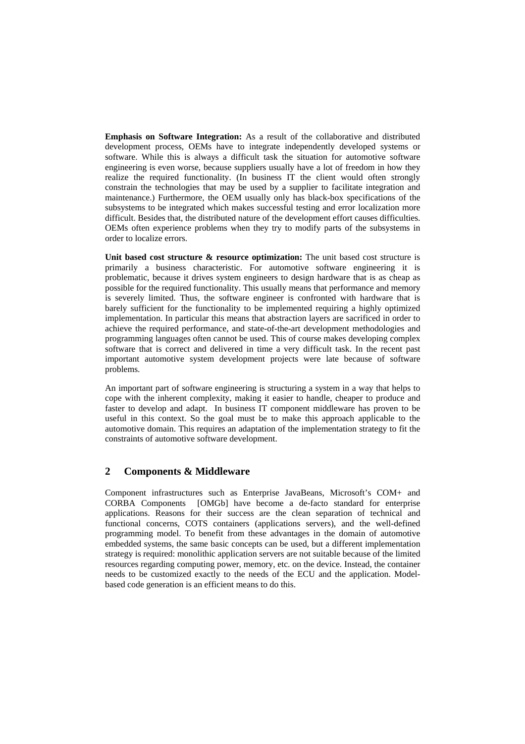**Emphasis on Software Integration:** As a result of the collaborative and distributed development process, OEMs have to integrate independently developed systems or software. While this is always a difficult task the situation for automotive software engineering is even worse, because suppliers usually have a lot of freedom in how they realize the required functionality. (In business IT the client would often strongly constrain the technologies that may be used by a supplier to facilitate integration and maintenance.) Furthermore, the OEM usually only has black-box specifications of the subsystems to be integrated which makes successful testing and error localization more difficult. Besides that, the distributed nature of the development effort causes difficulties. OEMs often experience problems when they try to modify parts of the subsystems in order to localize errors.

**Unit based cost structure & resource optimization:** The unit based cost structure is primarily a business characteristic. For automotive software engineering it is problematic, because it drives system engineers to design hardware that is as cheap as possible for the required functionality. This usually means that performance and memory is severely limited. Thus, the software engineer is confronted with hardware that is barely sufficient for the functionality to be implemented requiring a highly optimized implementation. In particular this means that abstraction layers are sacrificed in order to achieve the required performance, and state-of-the-art development methodologies and programming languages often cannot be used. This of course makes developing complex software that is correct and delivered in time a very difficult task. In the recent past important automotive system development projects were late because of software problems.

An important part of software engineering is structuring a system in a way that helps to cope with the inherent complexity, making it easier to handle, cheaper to produce and faster to develop and adapt. In business IT component middleware has proven to be useful in this context. So the goal must be to make this approach applicable to the automotive domain. This requires an adaptation of the implementation strategy to fit the constraints of automotive software development.

## 2 Components & Middleware

Component infrastructures such as Enterprise JavaBeans, Microsoft's COM+ and CORBA Components [OMGb] have become a de-facto standard for enterprise applications. Reasons for their success are the clean separation of technical and functional concerns, COTS containers (applications servers), and the well-defined programming model. To benefit from these advantages in the domain of automotive embedded systems, the same basic concepts can be used, but a different implementation strategy is required: monolithic application servers are not suitable because of the limited resources regarding computing power, memory, etc. on the device. Instead, the container needs to be customized exactly to the needs of the ECU and the application. Model-based code generation is an efficient means to do this.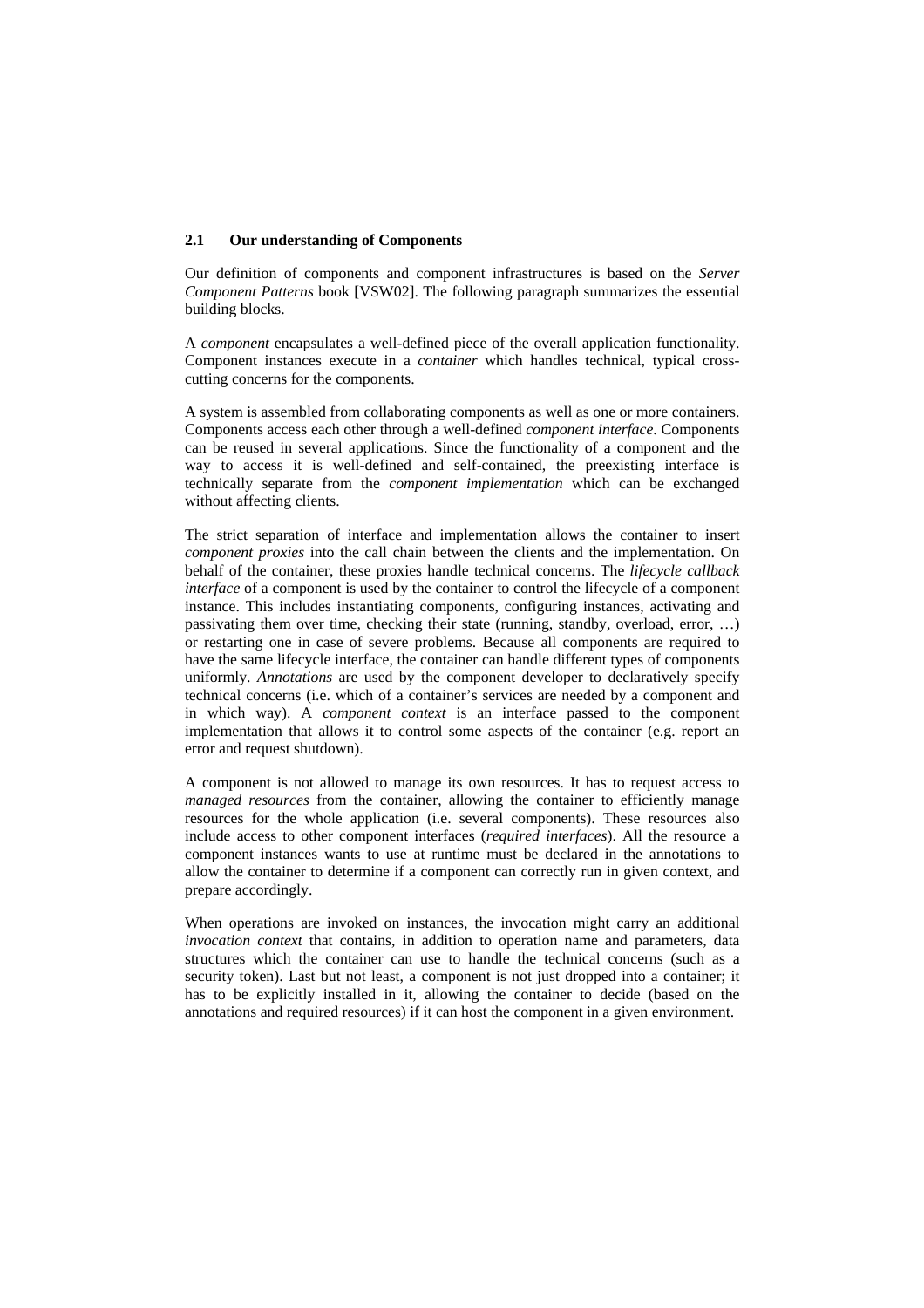### 2.1 Our understanding of Components

Our definition of components and component infrastructures is based on the *Server Component Patterns* book [VSW02]. The following paragraph summarizes the essential building blocks.

A *component* encapsulates a well-defined piece of the overall application functionality. Component instances execute in a *container* which handles technical, typical cross-cutting concerns for the components.

A system is assembled from collaborating components as well as one or more containers. Components access each other through a well-defined *component interface*. Components can be reused in several applications. Since the functionality of a component and the way to access it is well-defined and self-contained, the preexisting interface is technically separate from the *component implementation* which can be exchanged without affecting clients.

The strict separation of interface and implementation allows the container to insert *component proxies* into the call chain between the clients and the implementation. On behalf of the container, these proxies handle technical concerns. The *lifecycle callback interface* of a component is used by the container to control the lifecycle of a component instance. This includes instantiating components, configuring instances, activating and passivating them over time, checking their state (running, standby, overload, error, …) or restarting one in case of severe problems. Because all components are required to have the same lifecycle interface, the container can handle different types of components uniformly. *Annotations* are used by the component developer to declaratively specify technical concerns (i.e. which of a container's services are needed by a component and in which way). A *component context* is an interface passed to the component implementation that allows it to control some aspects of the container (e.g. report an error and request shutdown).

A component is not allowed to manage its own resources. It has to request access to *managed resources* from the container, allowing the container to efficiently manage resources for the whole application (i.e. several components). These resources also include access to other component interfaces (*required interfaces*). All the resource a component instances wants to use at runtime must be declared in the annotations to allow the container to determine if a component can correctly run in given context, and prepare accordingly.

When operations are invoked on instances, the invocation might carry an additional *invocation context* that contains, in addition to operation name and parameters, data structures which the container can use to handle the technical concerns (such as a security token). Last but not least, a component is not just dropped into a container; it has to be explicitly installed in it, allowing the container to decide (based on the annotations and required resources) if it can host the component in a given environment.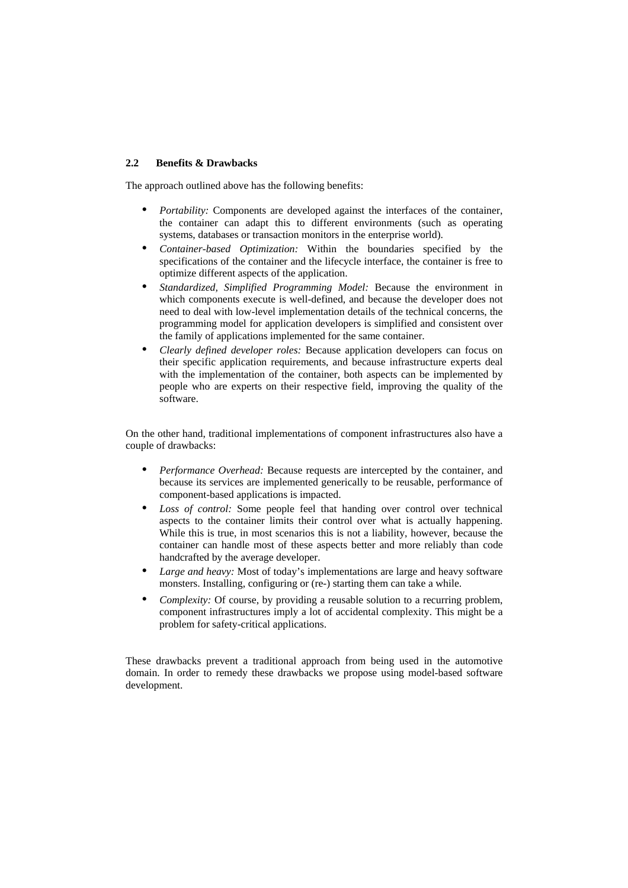## 2.2 Benefits & Drawbacks

The approach outlined above has the following benefits:

- *Portability:* Components are developed against the interfaces of the container, the container can adapt this to different environments (such as operating systems, databases or transaction monitors in the enterprise world).
- *Container-based Optimization:* Within the boundaries specified by the specifications of the container and the lifecycle interface, the container is free to optimize different aspects of the application.
- *Standardized, Simplified Programming Model:* Because the environment in which components execute is well-defined, and because the developer does not need to deal with low-level implementation details of the technical concerns, the programming model for application developers is simplified and consistent over the family of applications implemented for the same container.
- *Clearly defined developer roles:* Because application developers can focus on their specific application requirements, and because infrastructure experts deal with the implementation of the container, both aspects can be implemented by people who are experts on their respective field, improving the quality of the software.

On the other hand, traditional implementations of component infrastructures also have a couple of drawbacks:

- *Performance Overhead:* Because requests are intercepted by the container, and because its services are implemented generically to be reusable, performance of component-based applications is impacted.
- *Loss of control:* Some people feel that handing over control over technical aspects to the container limits their control over what is actually happening. While this is true, in most scenarios this is not a liability, however, because the container can handle most of these aspects better and more reliably than code handcrafted by the average developer.
- *Large and heavy:* Most of today's implementations are large and heavy software monsters. Installing, configuring or (re-) starting them can take a while.
- *Complexity:* Of course, by providing a reusable solution to a recurring problem, component infrastructures imply a lot of accidental complexity. This might be a problem for safety-critical applications.

These drawbacks prevent a traditional approach from being used in the automotive domain. In order to remedy these drawbacks we propose using model-based software development.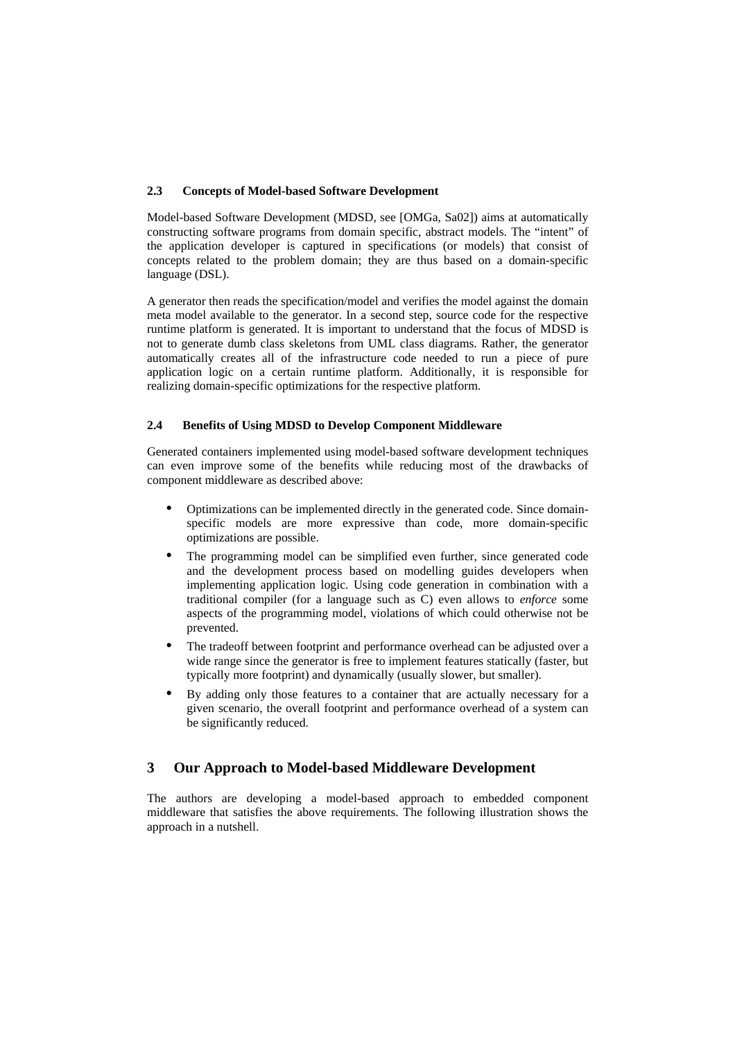### 2.3 Concepts of Model-based Software Development

Model-based Software Development (MDSD, see [OMGa, Sa02]) aims at automatically constructing software programs from domain specific, abstract models. The "intent" of the application developer is captured in specifications (or models) that consist of concepts related to the problem domain; they are thus based on a domain-specific language (DSL).

A generator then reads the specification/model and verifies the model against the domain meta model available to the generator. In a second step, source code for the respective runtime platform is generated. It is important to understand that the focus of MDSD is not to generate dumb class skeletons from UML class diagrams. Rather, the generator automatically creates all of the infrastructure code needed to run a piece of pure application logic on a certain runtime platform. Additionally, it is responsible for realizing domain-specific optimizations for the respective platform.

### 2.4 Benefits of Using MDSD to Develop Component Middleware

Generated containers implemented using model-based software development techniques can even improve some of the benefits while reducing most of the drawbacks of component middleware as described above:

- Optimizations can be implemented directly in the generated code. Since domain-specific models are more expressive than code, more domain-specific optimizations are possible.
- The programming model can be simplified even further, since generated code and the development process based on modelling guides developers when implementing application logic. Using code generation in combination with a traditional compiler (for a language such as C) even allows to *enforce* some aspects of the programming model, violations of which could otherwise not be prevented.
- The tradeoff between footprint and performance overhead can be adjusted over a wide range since the generator is free to implement features statically (faster, but typically more footprint) and dynamically (usually slower, but smaller).
- By adding only those features to a container that are actually necessary for a given scenario, the overall footprint and performance overhead of a system can be significantly reduced.

## 3 Our Approach to Model-based Middleware Development

The authors are developing a model-based approach to embedded component middleware that satisfies the above requirements. The following illustration shows the approach in a nutshell.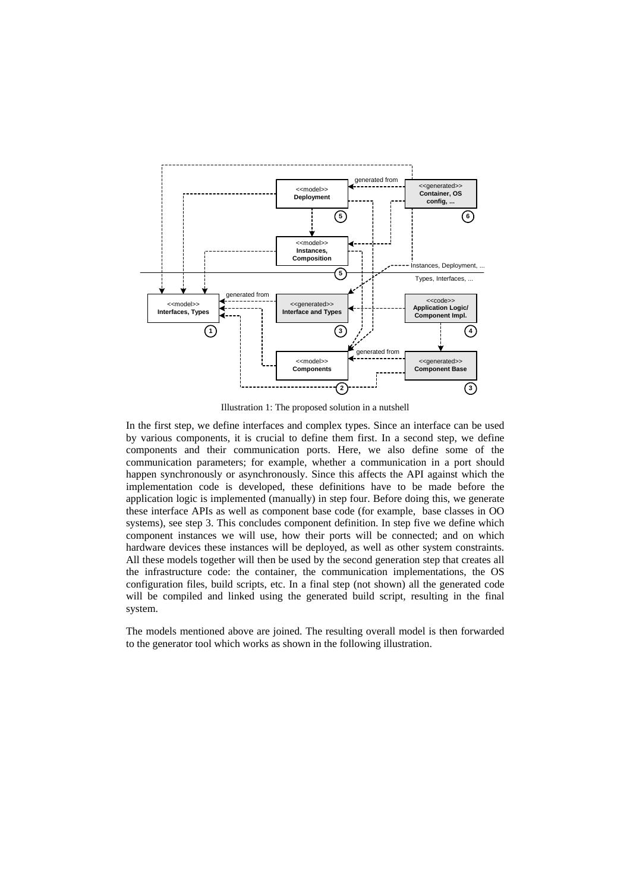<<model>>
**Deployment**

generated from

<<generated>>
**Container, OS config, ...**

5

6

<<model>>
**Instances, Composition**

5

Instances, Deployment, ...

Types, Interfaces, ...

<<model>>
**Interfaces, Types**

generated from

<<generated>>
**Interface and Types**

<<code>>
**Application Logic/ Component Impl.**

1

3

4

generated from

<<model>>
**Components**

<<generated>>
**Component Base**

2

3

Illustration 1: The proposed solution in a nutshell

In the first step, we define interfaces and complex types. Since an interface can be used by various components, it is crucial to define them first. In a second step, we define components and their communication ports. Here, we also define some of the communication parameters; for example, whether a communication in a port should happen synchronously or asynchronously. Since this affects the API against which the implementation code is developed, these definitions have to be made before the application logic is implemented (manually) in step four. Before doing this, we generate these interface APIs as well as component base code (for example, base classes in OO systems), see step 3. This concludes component definition. In step five we define which component instances we will use, how their ports will be connected; and on which hardware devices these instances will be deployed, as well as other system constraints. All these models together will then be used by the second generation step that creates all the infrastructure code: the container, the communication implementations, the OS configuration files, build scripts, etc. In a final step (not shown) all the generated code will be compiled and linked using the generated build script, resulting in the final system.

The models mentioned above are joined. The resulting overall model is then forwarded to the generator tool which works as shown in the following illustration.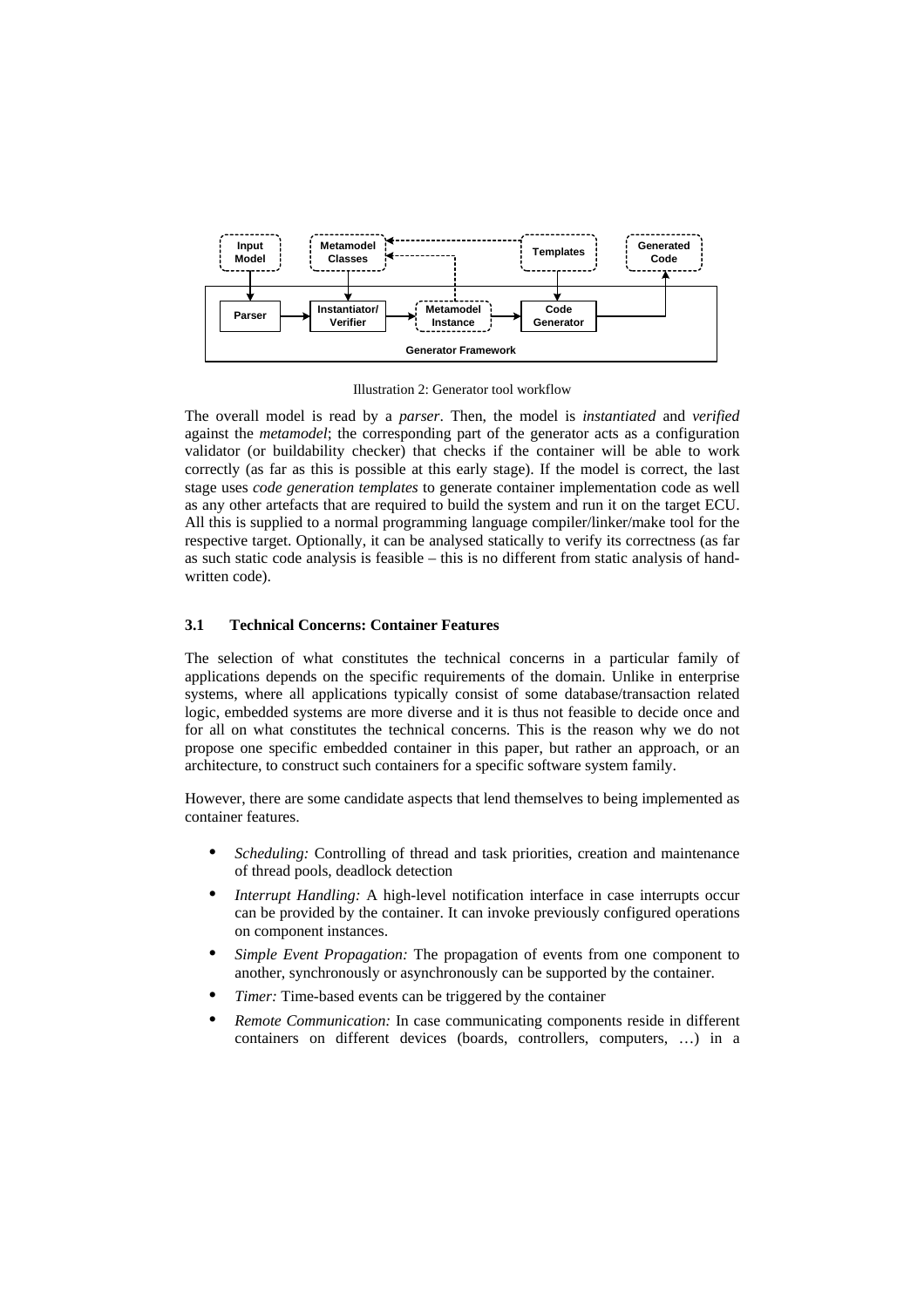Input Model

Metamodel Classes

Templates

Generated Code

Parser

Instantiator/ Verifier

Metamodel Instance

Code Generator

Generator Framework

Illustration 2: Generator tool workflow

The overall model is read by a *parser*. Then, the model is *instantiated* and *verified* against the *metamodel*; the corresponding part of the generator acts as a configuration validator (or buildability checker) that checks if the container will be able to work correctly (as far as this is possible at this early stage). If the model is correct, the last stage uses *code generation templates* to generate container implementation code as well as any other artefacts that are required to build the system and run it on the target ECU. All this is supplied to a normal programming language compiler/linker/make tool for the respective target. Optionally, it can be analysed statically to verify its correctness (as far as such static code analysis is feasible – this is no different from static analysis of hand-written code).

### 3.1 Technical Concerns: Container Features

The selection of what constitutes the technical concerns in a particular family of applications depends on the specific requirements of the domain. Unlike in enterprise systems, where all applications typically consist of some database/transaction related logic, embedded systems are more diverse and it is thus not feasible to decide once and for all on what constitutes the technical concerns. This is the reason why we do not propose one specific embedded container in this paper, but rather an approach, or an architecture, to construct such containers for a specific software system family.

However, there are some candidate aspects that lend themselves to being implemented as container features.

- *Scheduling:* Controlling of thread and task priorities, creation and maintenance of thread pools, deadlock detection
- *Interrupt Handling:* A high-level notification interface in case interrupts occur can be provided by the container. It can invoke previously configured operations on component instances.
- *Simple Event Propagation:* The propagation of events from one component to another, synchronously or asynchronously can be supported by the container.
- *Timer:* Time-based events can be triggered by the container
- *Remote Communication:* In case communicating components reside in different containers on different devices (boards, controllers, computers, …) in a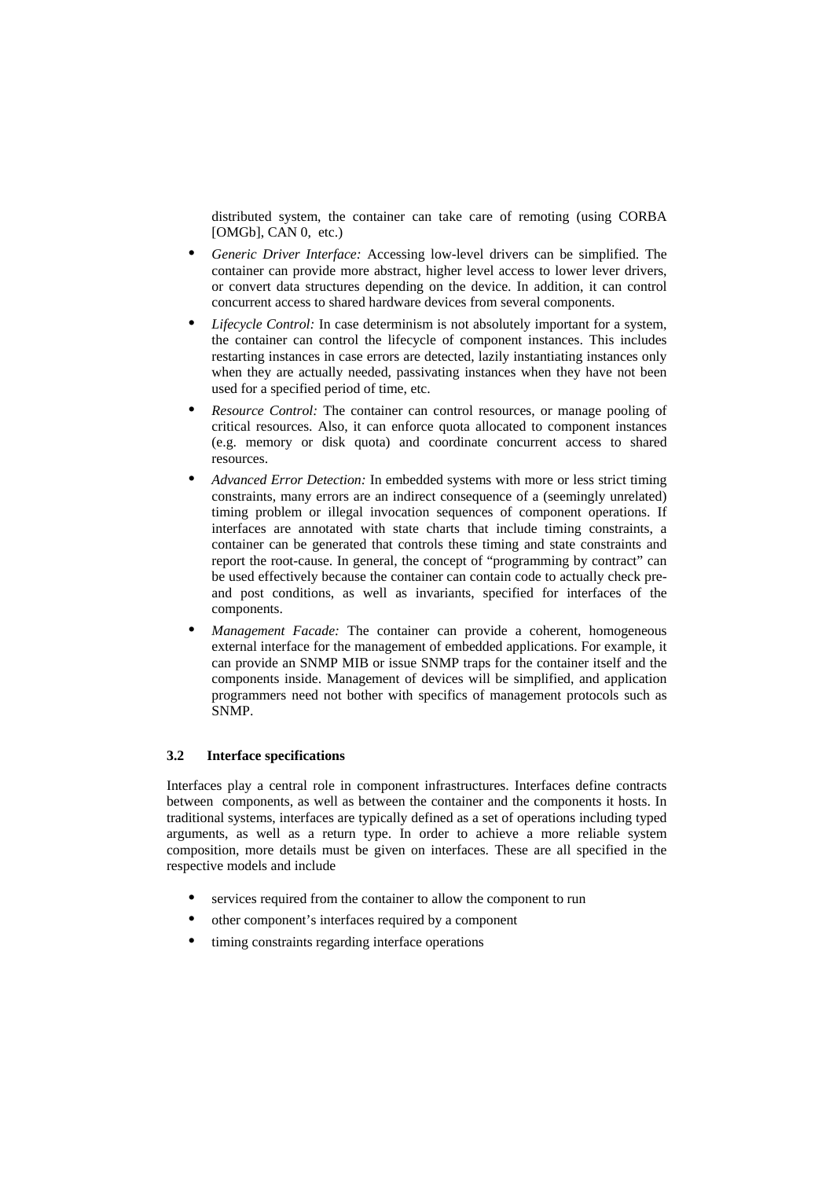distributed system, the container can take care of remoting (using CORBA [OMGb], CAN 0, etc.)

- *Generic Driver Interface:* Accessing low-level drivers can be simplified. The container can provide more abstract, higher level access to lower lever drivers, or convert data structures depending on the device. In addition, it can control concurrent access to shared hardware devices from several components.
- *Lifecycle Control:* In case determinism is not absolutely important for a system, the container can control the lifecycle of component instances. This includes restarting instances in case errors are detected, lazily instantiating instances only when they are actually needed, passivating instances when they have not been used for a specified period of time, etc.
- *Resource Control:* The container can control resources, or manage pooling of critical resources. Also, it can enforce quota allocated to component instances (e.g. memory or disk quota) and coordinate concurrent access to shared resources.
- *Advanced Error Detection:* In embedded systems with more or less strict timing constraints, many errors are an indirect consequence of a (seemingly unrelated) timing problem or illegal invocation sequences of component operations. If interfaces are annotated with state charts that include timing constraints, a container can be generated that controls these timing and state constraints and report the root-cause. In general, the concept of "programming by contract" can be used effectively because the container can contain code to actually check pre- and post conditions, as well as invariants, specified for interfaces of the components.
- *Management Facade:* The container can provide a coherent, homogeneous external interface for the management of embedded applications. For example, it can provide an SNMP MIB or issue SNMP traps for the container itself and the components inside. Management of devices will be simplified, and application programmers need not bother with specifics of management protocols such as SNMP.

### 3.2 Interface specifications

Interfaces play a central role in component infrastructures. Interfaces define contracts between components, as well as between the container and the components it hosts. In traditional systems, interfaces are typically defined as a set of operations including typed arguments, as well as a return type. In order to achieve a more reliable system composition, more details must be given on interfaces. These are all specified in the respective models and include

- services required from the container to allow the component to run
- other component's interfaces required by a component
- timing constraints regarding interface operations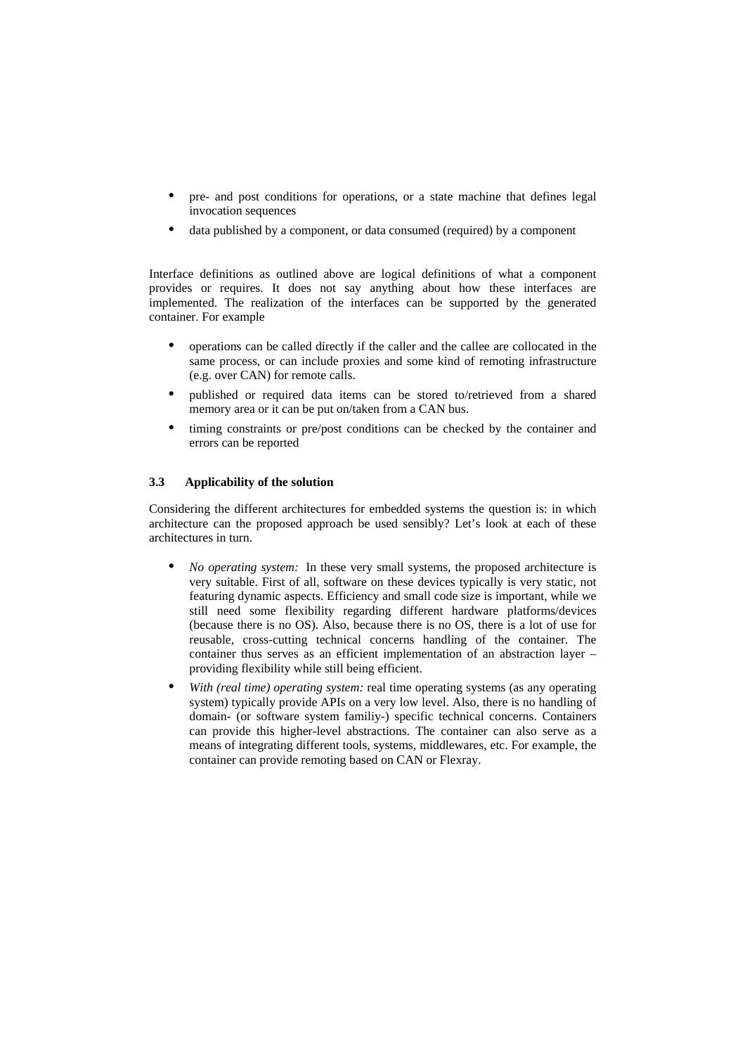- pre- and post conditions for operations, or a state machine that defines legal invocation sequences
- data published by a component, or data consumed (required) by a component

Interface definitions as outlined above are logical definitions of what a component provides or requires. It does not say anything about how these interfaces are implemented. The realization of the interfaces can be supported by the generated container. For example

- operations can be called directly if the caller and the callee are collocated in the same process, or can include proxies and some kind of remoting infrastructure (e.g. over CAN) for remote calls.
- published or required data items can be stored to/retrieved from a shared memory area or it can be put on/taken from a CAN bus.
- timing constraints or pre/post conditions can be checked by the container and errors can be reported

### 3.3 Applicability of the solution

Considering the different architectures for embedded systems the question is: in which architecture can the proposed approach be used sensibly? Let's look at each of these architectures in turn.

- *No operating system:* In these very small systems, the proposed architecture is very suitable. First of all, software on these devices typically is very static, not featuring dynamic aspects. Efficiency and small code size is important, while we still need some flexibility regarding different hardware platforms/devices (because there is no OS). Also, because there is no OS, there is a lot of use for reusable, cross-cutting technical concerns handling of the container. The container thus serves as an efficient implementation of an abstraction layer – providing flexibility while still being efficient.
- *With (real time) operating system:* real time operating systems (as any operating system) typically provide APIs on a very low level. Also, there is no handling of domain- (or software system familiy-) specific technical concerns. Containers can provide this higher-level abstractions. The container can also serve as a means of integrating different tools, systems, middlewares, etc. For example, the container can provide remoting based on CAN or Flexray.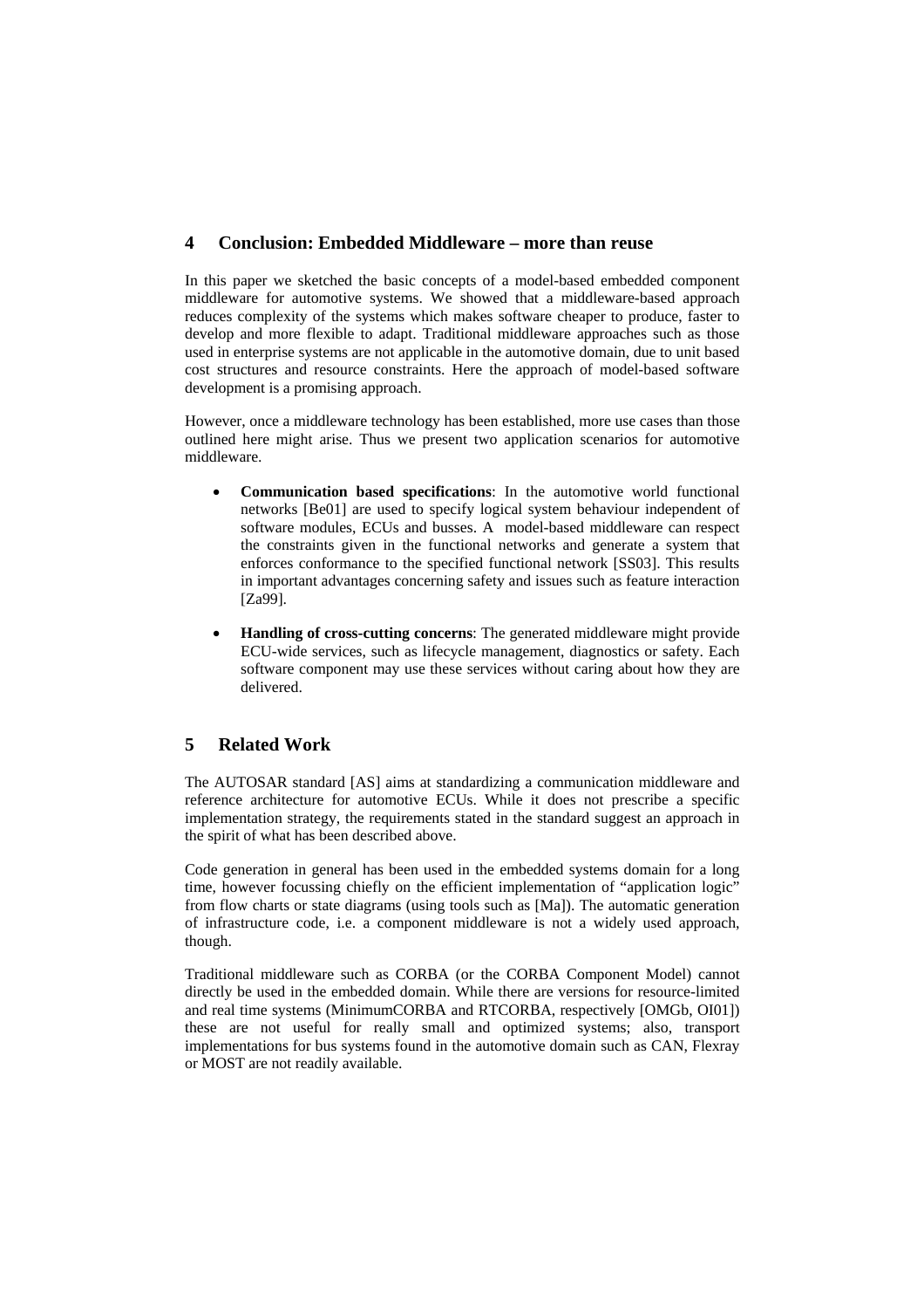## 4 Conclusion: Embedded Middleware – more than reuse

In this paper we sketched the basic concepts of a model-based embedded component middleware for automotive systems. We showed that a middleware-based approach reduces complexity of the systems which makes software cheaper to produce, faster to develop and more flexible to adapt. Traditional middleware approaches such as those used in enterprise systems are not applicable in the automotive domain, due to unit based cost structures and resource constraints. Here the approach of model-based software development is a promising approach.

However, once a middleware technology has been established, more use cases than those outlined here might arise. Thus we present two application scenarios for automotive middleware.

- **Communication based specifications**: In the automotive world functional networks [Be01] are used to specify logical system behaviour independent of software modules, ECUs and busses. A model-based middleware can respect the constraints given in the functional networks and generate a system that enforces conformance to the specified functional network [SS03]. This results in important advantages concerning safety and issues such as feature interaction [Za99].
- **Handling of cross-cutting concerns**: The generated middleware might provide ECU-wide services, such as lifecycle management, diagnostics or safety. Each software component may use these services without caring about how they are delivered.

## 5 Related Work

The AUTOSAR standard [AS] aims at standardizing a communication middleware and reference architecture for automotive ECUs. While it does not prescribe a specific implementation strategy, the requirements stated in the standard suggest an approach in the spirit of what has been described above.

Code generation in general has been used in the embedded systems domain for a long time, however focussing chiefly on the efficient implementation of "application logic" from flow charts or state diagrams (using tools such as [Ma]). The automatic generation of infrastructure code, i.e. a component middleware is not a widely used approach, though.

Traditional middleware such as CORBA (or the CORBA Component Model) cannot directly be used in the embedded domain. While there are versions for resource-limited and real time systems (MinimumCORBA and RTCORBA, respectively [OMGb, OI01]) these are not useful for really small and optimized systems; also, transport implementations for bus systems found in the automotive domain such as CAN, Flexray or MOST are not readily available.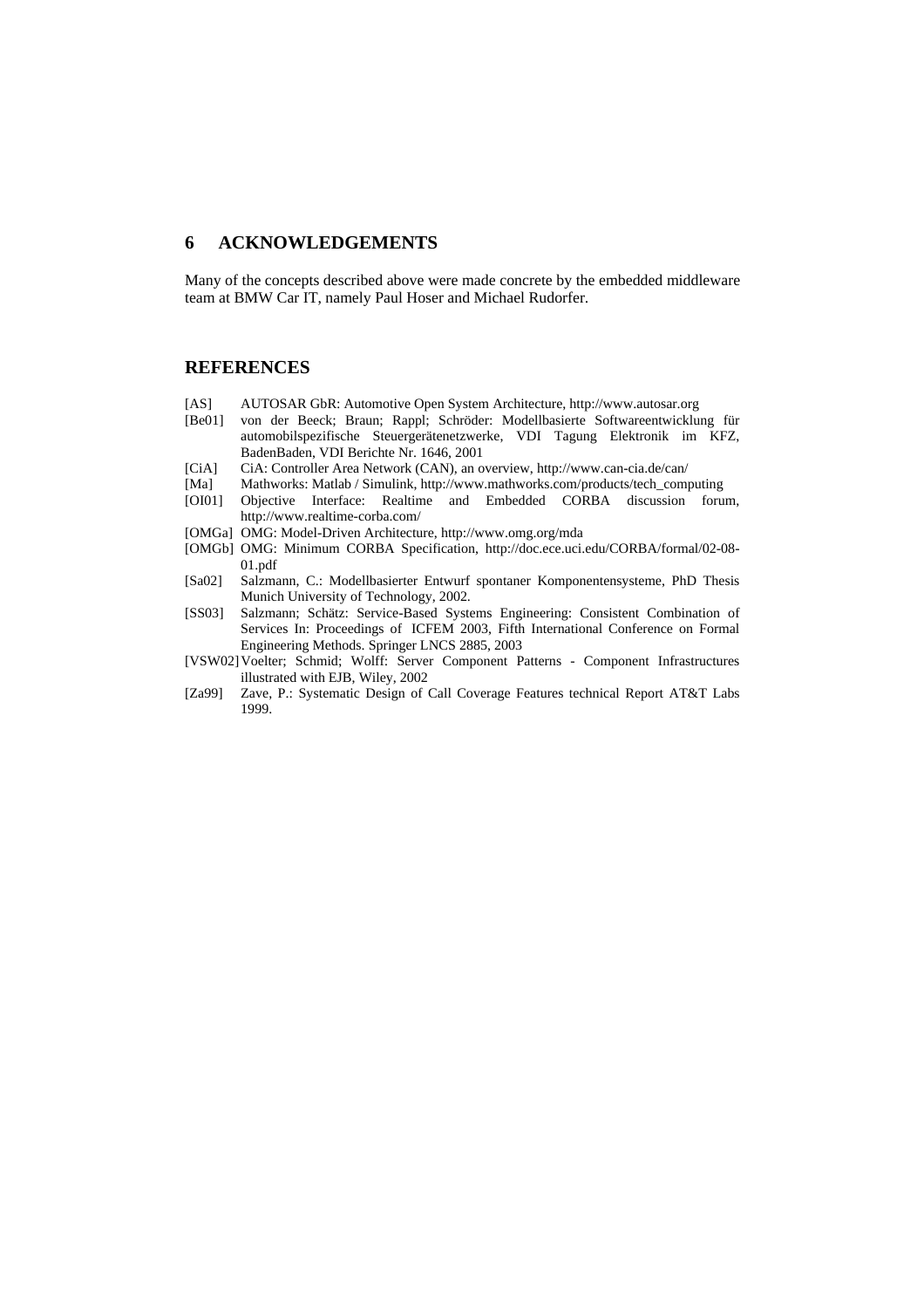## 6 ACKNOWLEDGEMENTS

Many of the concepts described above were made concrete by the embedded middleware team at BMW Car IT, namely Paul Hoser and Michael Rudorfer.

## REFERENCES

- [AS] AUTOSAR GbR: Automotive Open System Architecture, http://www.autosar.org
- [Be01] von der Beeck; Braun; Rappl; Schröder: Modellbasierte Softwareentwicklung für automobilspezifische Steuergerätenetzwerke, VDI Tagung Elektronik im KFZ, BadenBaden, VDI Berichte Nr. 1646, 2001
- [CiA] CiA: Controller Area Network (CAN), an overview, http://www.can-cia.de/can/
- [Ma] Mathworks: Matlab / Simulink, http://www.mathworks.com/products/tech_computing
- [OI01] Objective Interface: Realtime and Embedded CORBA discussion forum, http://www.realtime-corba.com/
- [OMGa] OMG: Model-Driven Architecture, http://www.omg.org/mda
- [OMGb] OMG: Minimum CORBA Specification, http://doc.ece.uci.edu/CORBA/formal/02-08-01.pdf
- [Sa02] Salzmann, C.: Modellbasierter Entwurf spontaner Komponentensysteme, PhD Thesis Munich University of Technology, 2002.
- [SS03] Salzmann; Schätz: Service-Based Systems Engineering: Consistent Combination of Services In: Proceedings of ICFEM 2003, Fifth International Conference on Formal Engineering Methods. Springer LNCS 2885, 2003
- [VSW02] Voelter; Schmid; Wolff: Server Component Patterns - Component Infrastructures illustrated with EJB, Wiley, 2002
- [Za99] Zave, P.: Systematic Design of Call Coverage Features technical Report AT&T Labs 1999.